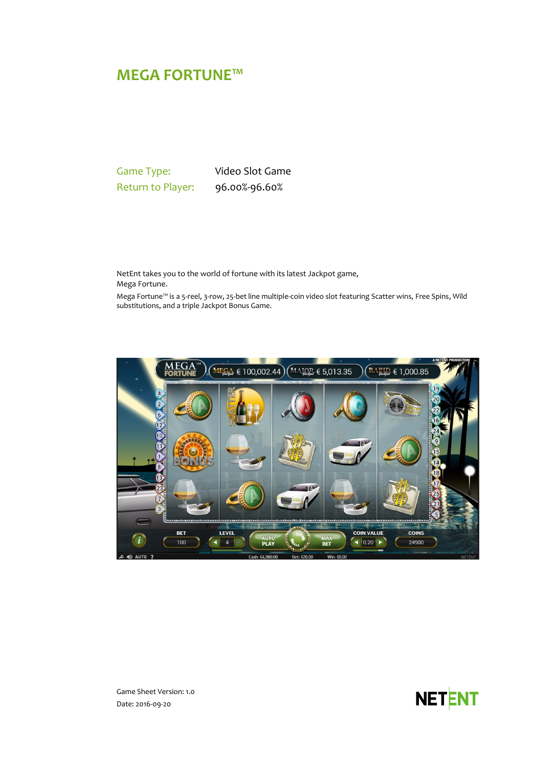# MEGA FORTUNE™

| | |
|---|---|
| Game Type: | Video Slot Game |
| Return to Player: | 96.00%-96.60% |

NetEnt takes you to the world of fortune with its latest Jackpot game, Mega Fortune.

Mega Fortune™ is a 5-reel, 3-row, 25-bet line multiple-coin video slot featuring Scatter wins, Free Spins, Wild substitutions, and a triple Jackpot Bonus Game.

Game Sheet Version: 1.0

Date: 2016-09-20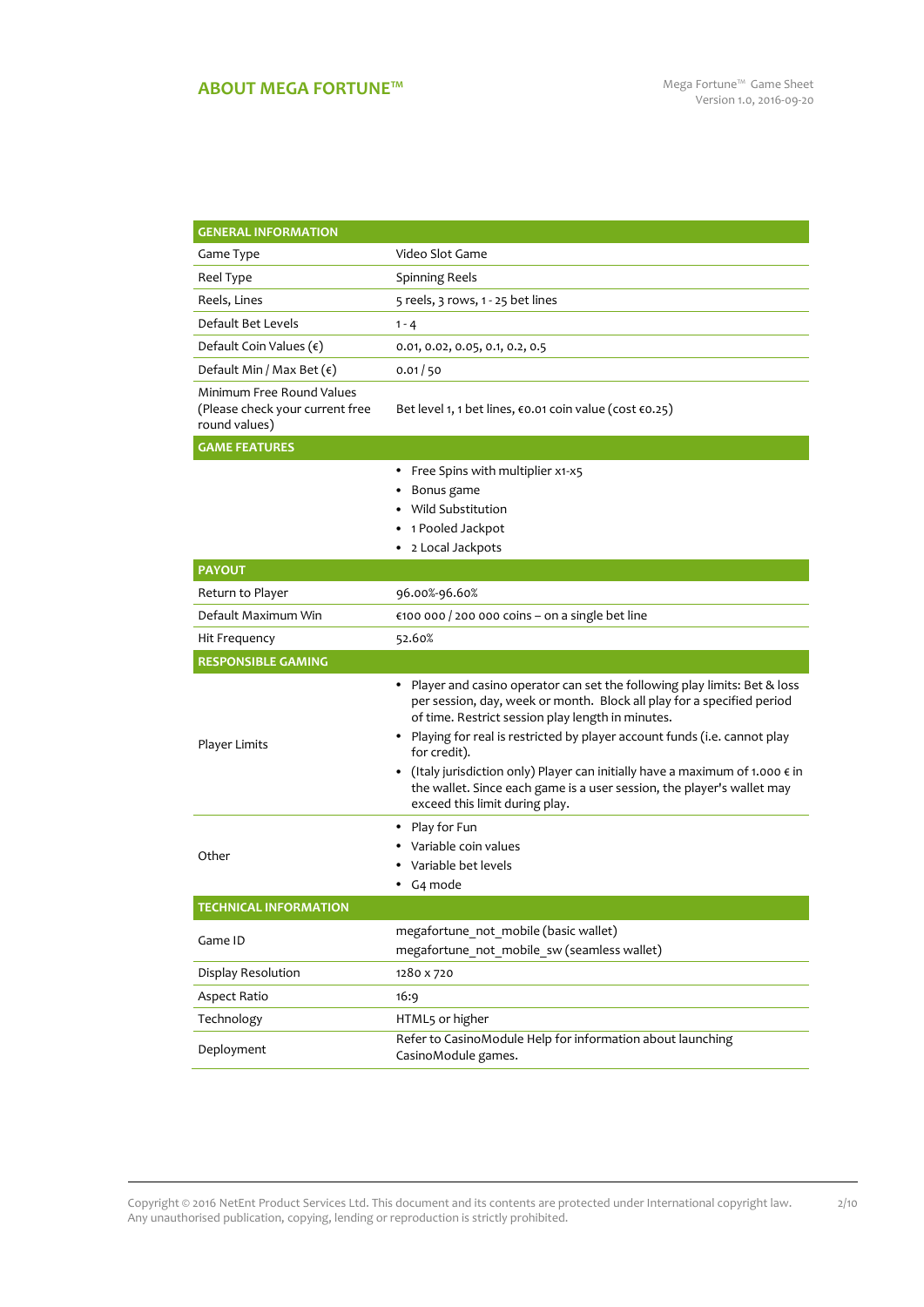## ABOUT MEGA FORTUNE™

| GENERAL INFORMATION | |
|---|---|
| Game Type | Video Slot Game |
| Reel Type | Spinning Reels |
| Reels, Lines | 5 reels, 3 rows, 1 - 25 bet lines |
| Default Bet Levels | 1 - 4 |
| Default Coin Values (€) | 0.01, 0.02, 0.05, 0.1, 0.2, 0.5 |
| Default Min / Max Bet (€) | 0.01 / 50 |
| Minimum Free Round Values (Please check your current free round values) | Bet level 1, 1 bet lines, €0.01 coin value (cost €0.25) |
| **GAME FEATURES** | |
| | • Free Spins with multiplier x1-x5<br>• Bonus game<br>• Wild Substitution<br>• 1 Pooled Jackpot<br>• 2 Local Jackpots |
| **PAYOUT** | |
| Return to Player | 96.00%-96.60% |
| Default Maximum Win | €100 000 / 200 000 coins – on a single bet line |
| Hit Frequency | 52.60% |
| **RESPONSIBLE GAMING** | |
| Player Limits | • Player and casino operator can set the following play limits: Bet & loss per session, day, week or month. Block all play for a specified period of time. Restrict session play length in minutes.<br>• Playing for real is restricted by player account funds (i.e. cannot play for credit).<br>• (Italy jurisdiction only) Player can initially have a maximum of 1.000 € in the wallet. Since each game is a user session, the player's wallet may exceed this limit during play. |
| Other | • Play for Fun<br>• Variable coin values<br>• Variable bet levels<br>• G4 mode |
| **TECHNICAL INFORMATION** | |
| Game ID | megafortune_not_mobile (basic wallet)<br>megafortune_not_mobile_sw (seamless wallet) |
| Display Resolution | 1280 x 720 |
| Aspect Ratio | 16:9 |
| Technology | HTML5 or higher |
| Deployment | Refer to CasinoModule Help for information about launching CasinoModule games. |

Copyright © 2016 NetEnt Product Services Ltd. This document and its contents are protected under International copyright law. Any unauthorised publication, copying, lending or reproduction is strictly prohibited.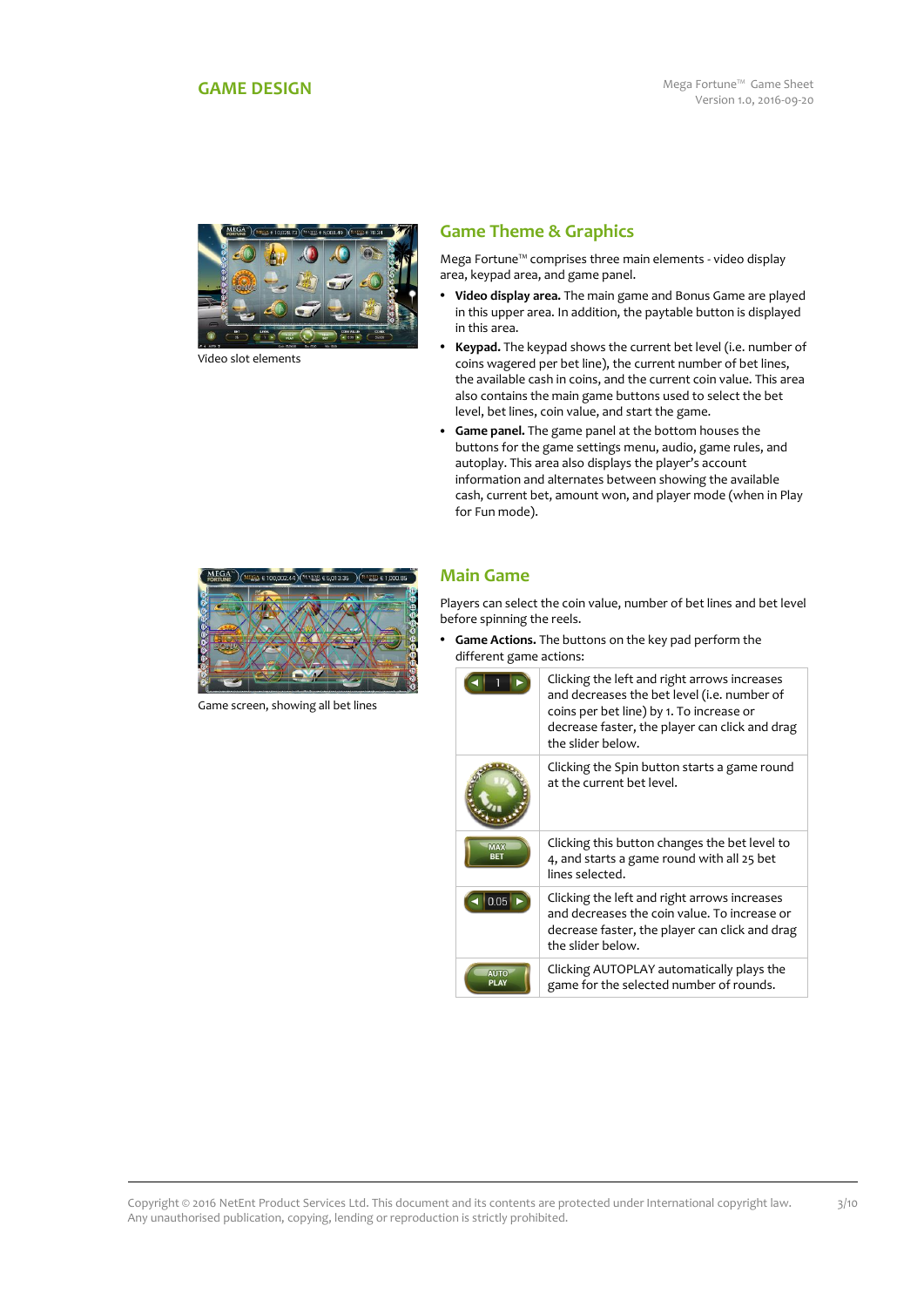# GAME DESIGN

Video slot elements

## Game Theme & Graphics

Mega Fortune™ comprises three main elements - video display area, keypad area, and game panel.

- **Video display area.** The main game and Bonus Game are played in this upper area. In addition, the paytable button is displayed in this area.
- **Keypad.** The keypad shows the current bet level (i.e. number of coins wagered per bet line), the current number of bet lines, the available cash in coins, and the current coin value. This area also contains the main game buttons used to select the bet level, bet lines, coin value, and start the game.
- **Game panel.** The game panel at the bottom houses the buttons for the game settings menu, audio, game rules, and autoplay. This area also displays the player's account information and alternates between showing the available cash, current bet, amount won, and player mode (when in Play for Fun mode).

Game screen, showing all bet lines

## Main Game

Players can select the coin value, number of bet lines and bet level before spinning the reels.

- **Game Actions.** The buttons on the key pad perform the different game actions:

| Button | Action |
|---|---|
| ◄ 1 ► | Clicking the left and right arrows increases and decreases the bet level (i.e. number of coins per bet line) by 1. To increase or decrease faster, the player can click and drag the slider below. |
| Spin | Clicking the Spin button starts a game round at the current bet level. |
| MAX BET | Clicking this button changes the bet level to 4, and starts a game round with all 25 bet lines selected. |
| ◄ 0.05 ► | Clicking the left and right arrows increases and decreases the coin value. To increase or decrease faster, the player can click and drag the slider below. |
| AUTO PLAY | Clicking AUTOPLAY automatically plays the game for the selected number of rounds. |

Copyright © 2016 NetEnt Product Services Ltd. This document and its contents are protected under International copyright law. Any unauthorised publication, copying, lending or reproduction is strictly prohibited.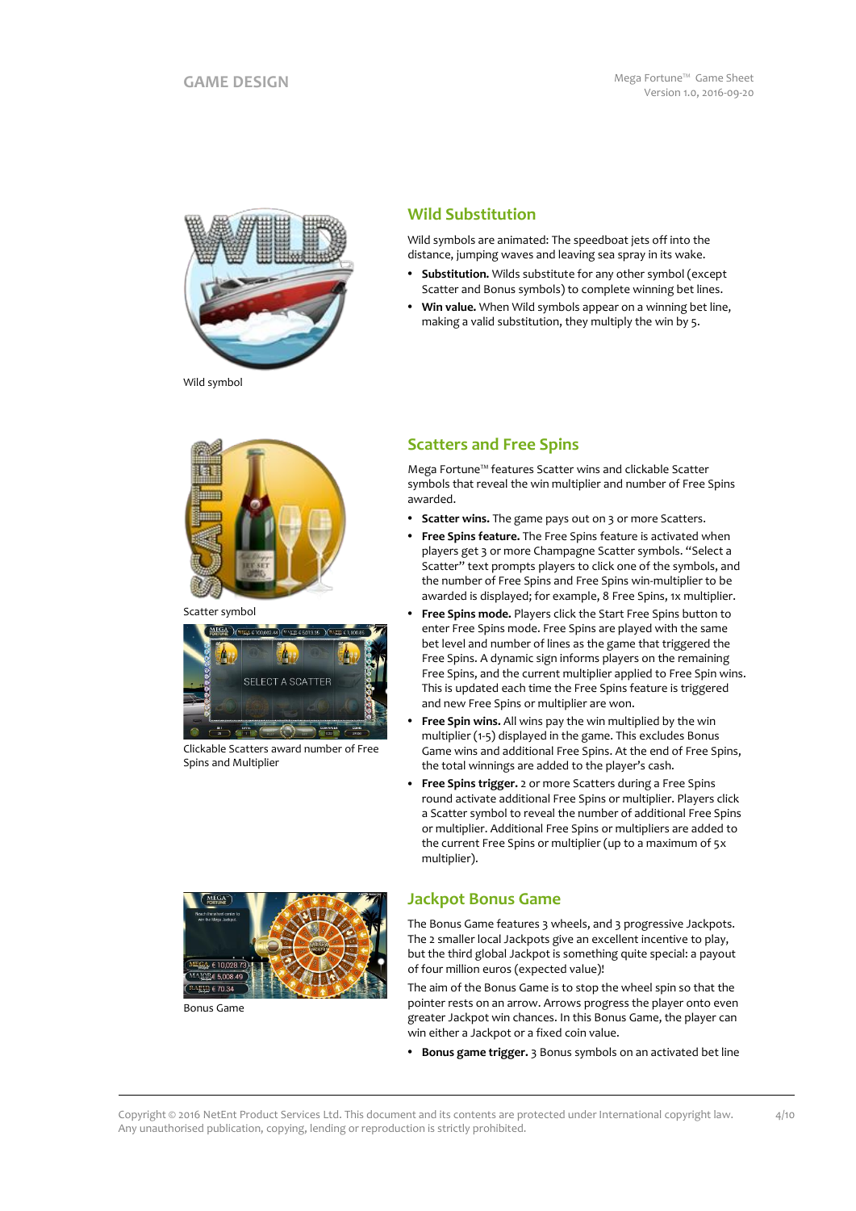Wild symbol

## Wild Substitution

Wild symbols are animated: The speedboat jets off into the distance, jumping waves and leaving sea spray in its wake.

- **Substitution.** Wilds substitute for any other symbol (except Scatter and Bonus symbols) to complete winning bet lines.
- **Win value.** When Wild symbols appear on a winning bet line, making a valid substitution, they multiply the win by 5.

Scatter symbol

Clickable Scatters award number of Free Spins and Multiplier

## Scatters and Free Spins

Mega Fortune™ features Scatter wins and clickable Scatter symbols that reveal the win multiplier and number of Free Spins awarded.

- **Scatter wins.** The game pays out on 3 or more Scatters.
- **Free Spins feature.** The Free Spins feature is activated when players get 3 or more Champagne Scatter symbols. "Select a Scatter" text prompts players to click one of the symbols, and the number of Free Spins and Free Spins win-multiplier to be awarded is displayed; for example, 8 Free Spins, 1x multiplier.
- **Free Spins mode.** Players click the Start Free Spins button to enter Free Spins mode. Free Spins are played with the same bet level and number of lines as the game that triggered the Free Spins. A dynamic sign informs players on the remaining Free Spins, and the current multiplier applied to Free Spin wins. This is updated each time the Free Spins feature is triggered and new Free Spins or multiplier are won.
- **Free Spin wins.** All wins pay the win multiplied by the win multiplier (1-5) displayed in the game. This excludes Bonus Game wins and additional Free Spins. At the end of Free Spins, the total winnings are added to the player's cash.
- **Free Spins trigger.** 2 or more Scatters during a Free Spins round activate additional Free Spins or multiplier. Players click a Scatter symbol to reveal the number of additional Free Spins or multiplier. Additional Free Spins or multipliers are added to the current Free Spins or multiplier (up to a maximum of 5x multiplier).

Bonus Game

## Jackpot Bonus Game

The Bonus Game features 3 wheels, and 3 progressive Jackpots. The 2 smaller local Jackpots give an excellent incentive to play, but the third global Jackpot is something quite special: a payout of four million euros (expected value)!

The aim of the Bonus Game is to stop the wheel spin so that the pointer rests on an arrow. Arrows progress the player onto even greater Jackpot win chances. In this Bonus Game, the player can win either a Jackpot or a fixed coin value.

- **Bonus game trigger.** 3 Bonus symbols on an activated bet line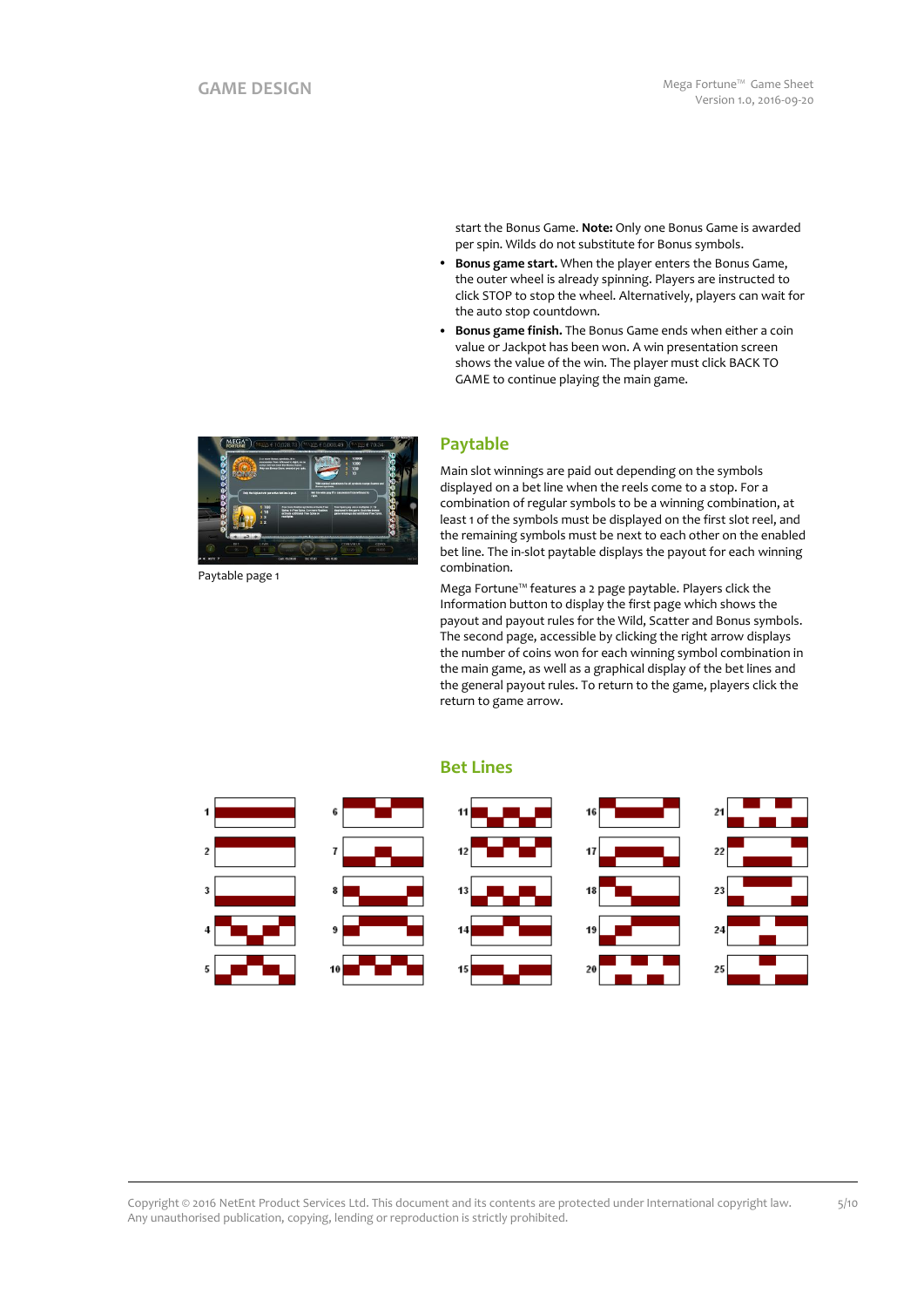start the Bonus Game. **Note:** Only one Bonus Game is awarded per spin. Wilds do not substitute for Bonus symbols.

- **Bonus game start.** When the player enters the Bonus Game, the outer wheel is already spinning. Players are instructed to click STOP to stop the wheel. Alternatively, players can wait for the auto stop countdown.
- **Bonus game finish.** The Bonus Game ends when either a coin value or Jackpot has been won. A win presentation screen shows the value of the win. The player must click BACK TO GAME to continue playing the main game.

Paytable page 1

## Paytable

Main slot winnings are paid out depending on the symbols displayed on a bet line when the reels come to a stop. For a combination of regular symbols to be a winning combination, at least 1 of the symbols must be displayed on the first slot reel, and the remaining symbols must be next to each other on the enabled bet line. The in-slot paytable displays the payout for each winning combination.

Mega Fortune™ features a 2 page paytable. Players click the Information button to display the first page which shows the payout and payout rules for the Wild, Scatter and Bonus symbols. The second page, accessible by clicking the right arrow displays the number of coins won for each winning symbol combination in the main game, as well as a graphical display of the bet lines and the general payout rules. To return to the game, players click the return to game arrow.

## Bet Lines

1 2 3 4 5 6 7 8 9 10 11 12 13 14 15 16 17 18 19 20 21 22 23 24 25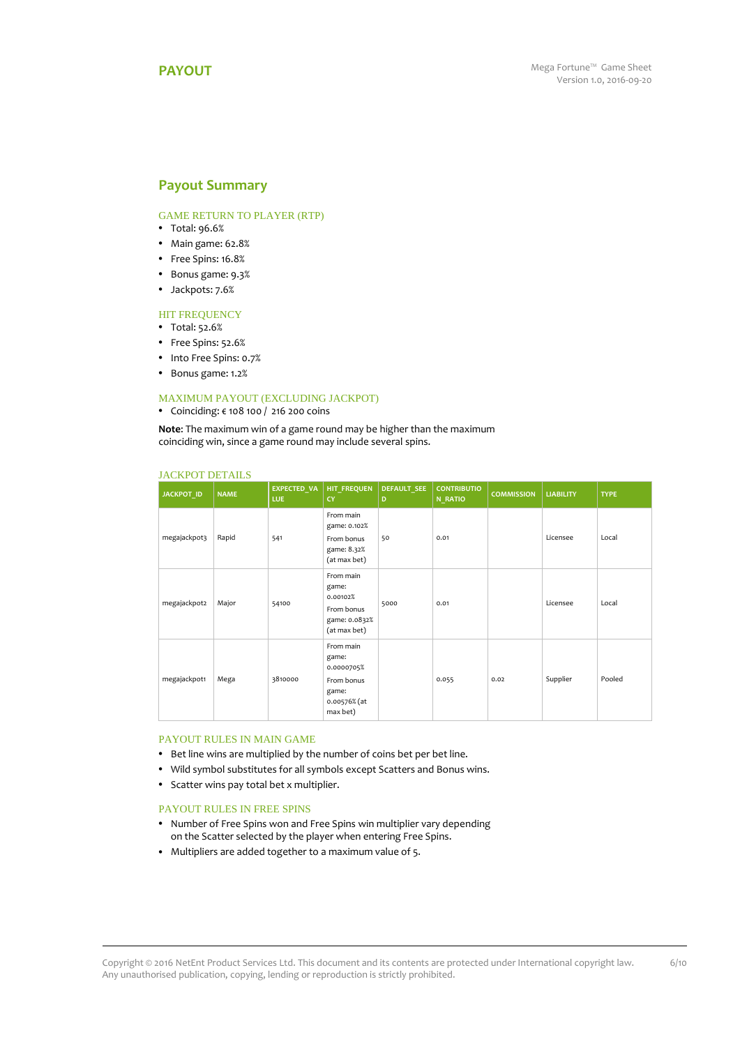# PAYOUT

## Payout Summary

### GAME RETURN TO PLAYER (RTP)

- Total: 96.6%
- Main game: 62.8%
- Free Spins: 16.8%
- Bonus game: 9.3%
- Jackpots: 7.6%

### HIT FREQUENCY

- Total: 52.6%
- Free Spins: 52.6%
- Into Free Spins: 0.7%
- Bonus game: 1.2%

### MAXIMUM PAYOUT (EXCLUDING JACKPOT)

- Coinciding: € 108 100 / 216 200 coins

**Note**: The maximum win of a game round may be higher than the maximum coinciding win, since a game round may include several spins.

### JACKPOT DETAILS

| JACKPOT_ID | NAME | EXPECTED_VALUE | HIT_FREQUENCY | DEFAULT_SEED | CONTRIBUTION_RATIO | COMMISSION | LIABILITY | TYPE |
|---|---|---|---|---|---|---|---|---|
| megajackpot3 | Rapid | 541 | From main game: 0.102% From bonus game: 8.32% (at max bet) | 50 | 0.01 | | Licensee | Local |
| megajackpot2 | Major | 54100 | From main game: 0.00102% From bonus game: 0.0832% (at max bet) | 5000 | 0.01 | | Licensee | Local |
| megajackpot1 | Mega | 3810000 | From main game: 0.0000705% From bonus game: 0.00576% (at max bet) | | 0.055 | 0.02 | Supplier | Pooled |

### PAYOUT RULES IN MAIN GAME

- Bet line wins are multiplied by the number of coins bet per bet line.
- Wild symbol substitutes for all symbols except Scatters and Bonus wins.
- Scatter wins pay total bet x multiplier.

### PAYOUT RULES IN FREE SPINS

- Number of Free Spins won and Free Spins win multiplier vary depending on the Scatter selected by the player when entering Free Spins.
- Multipliers are added together to a maximum value of 5.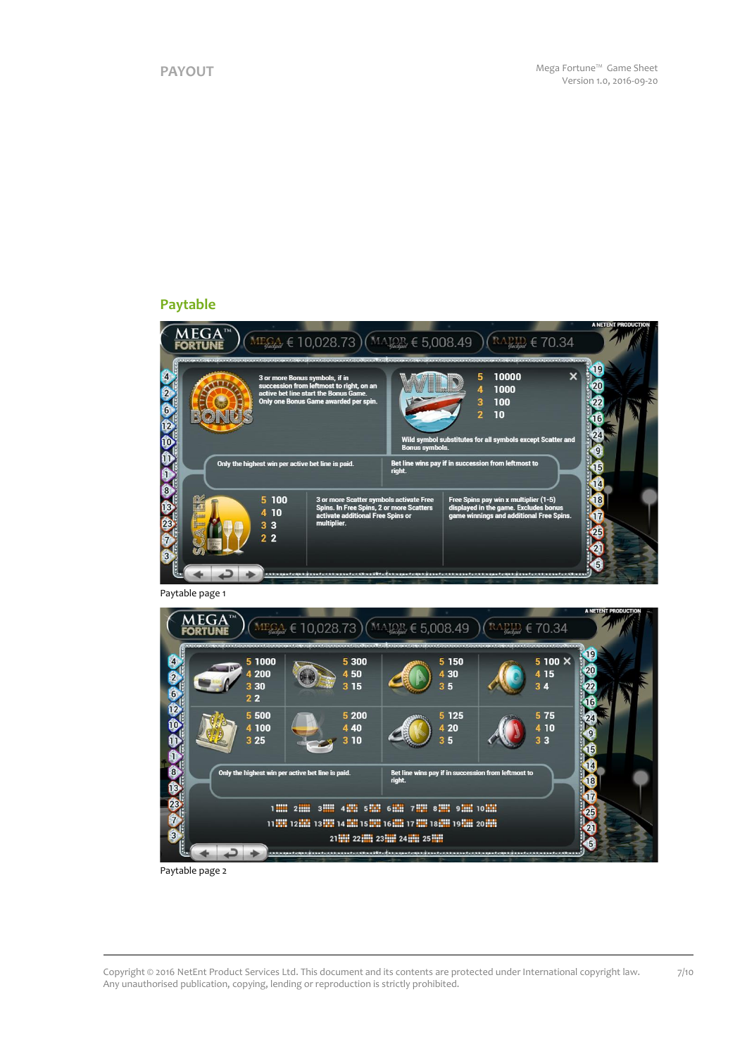## PAYOUT

### Paytable

3 or more Bonus symbols, if in succession from leftmost to right, on an active bet line start the Bonus Game. Only one Bonus Game awarded per spin.

WILD: 5 10000, 4 1000, 3 100, 2 10

Wild symbol substitutes for all symbols except Scatter and Bonus symbols.

Only the highest win per active bet line is paid.

Bet line wins pay if in succession from leftmost to right.

SCATTER: 5 100, 4 10, 3 3, 2 2

3 or more Scatter symbols activate Free Spins. In Free Spins, 2 or more Scatters activate additional Free Spins or multiplier.

Free Spins pay win x multiplier (1-5) displayed in the game. Excludes bonus game winnings and additional Free Spins.

Paytable page 1

| Symbol | 5 | 4 | 3 | 2 |
|---|---|---|---|---|
| Limousine | 1000 | 200 | 30 | 2 |
| Watch | 300 | 50 | 15 | |
| Ring A | 150 | 30 | 5 | |
| Ring Q | 100 | 15 | 4 | |
| Money | 500 | 100 | 25 | |
| Cognac | 200 | 40 | 10 | |
| Ring K | 125 | 20 | 5 | |
| Ring J | 75 | 10 | 3 | |

Only the highest win per active bet line is paid.

Bet line wins pay if in succession from leftmost to right.

Paytable page 2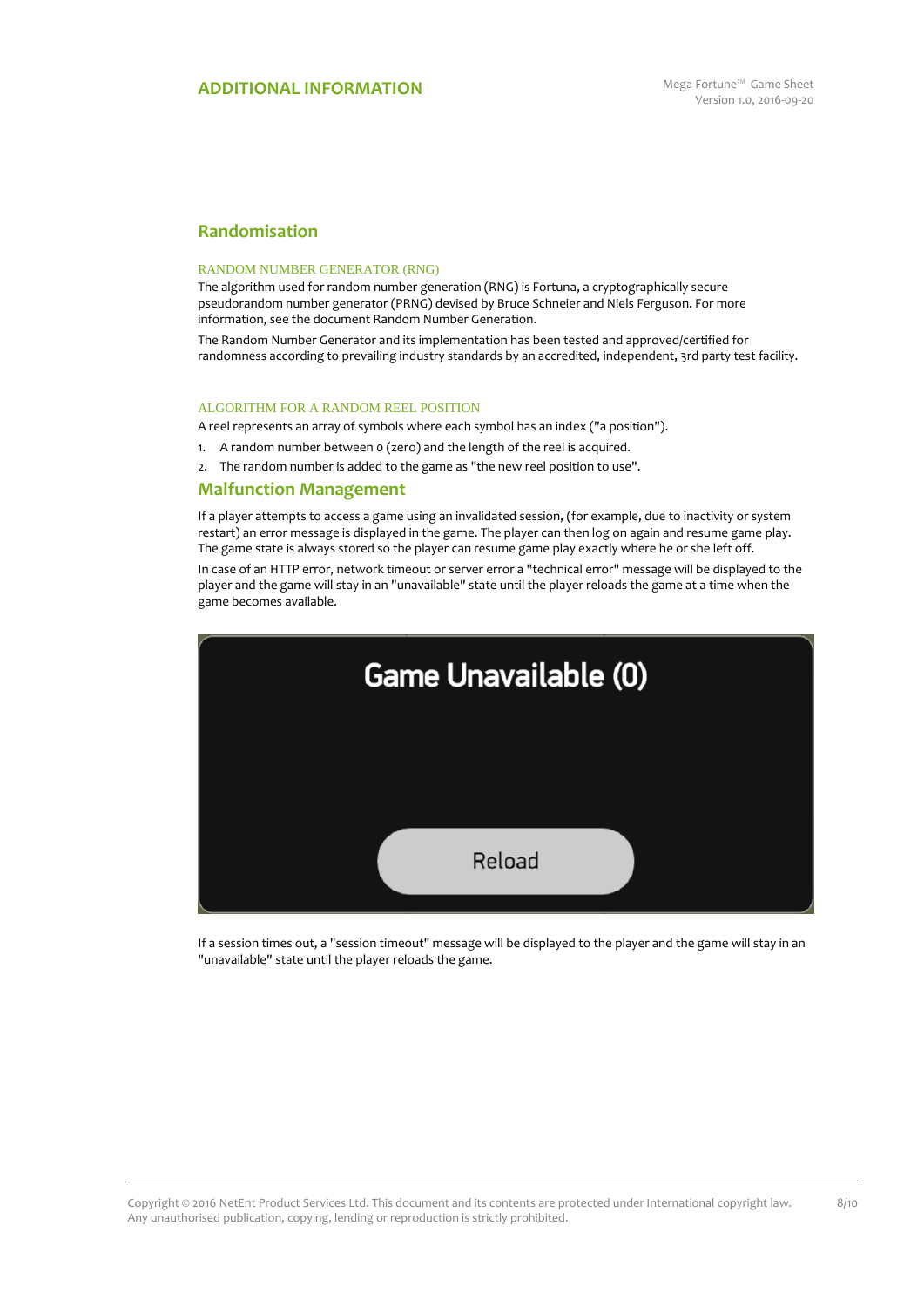## Randomisation

### RANDOM NUMBER GENERATOR (RNG)

The algorithm used for random number generation (RNG) is Fortuna, a cryptographically secure pseudorandom number generator (PRNG) devised by Bruce Schneier and Niels Ferguson. For more information, see the document Random Number Generation.

The Random Number Generator and its implementation has been tested and approved/certified for randomness according to prevailing industry standards by an accredited, independent, 3rd party test facility.

### ALGORITHM FOR A RANDOM REEL POSITION

A reel represents an array of symbols where each symbol has an index ("a position").

1. A random number between 0 (zero) and the length of the reel is acquired.
2. The random number is added to the game as "the new reel position to use".

## Malfunction Management

If a player attempts to access a game using an invalidated session, (for example, due to inactivity or system restart) an error message is displayed in the game. The player can then log on again and resume game play. The game state is always stored so the player can resume game play exactly where he or she left off.

In case of an HTTP error, network timeout or server error a "technical error" message will be displayed to the player and the game will stay in an "unavailable" state until the player reloads the game at a time when the game becomes available.

If a session times out, a "session timeout" message will be displayed to the player and the game will stay in an "unavailable" state until the player reloads the game.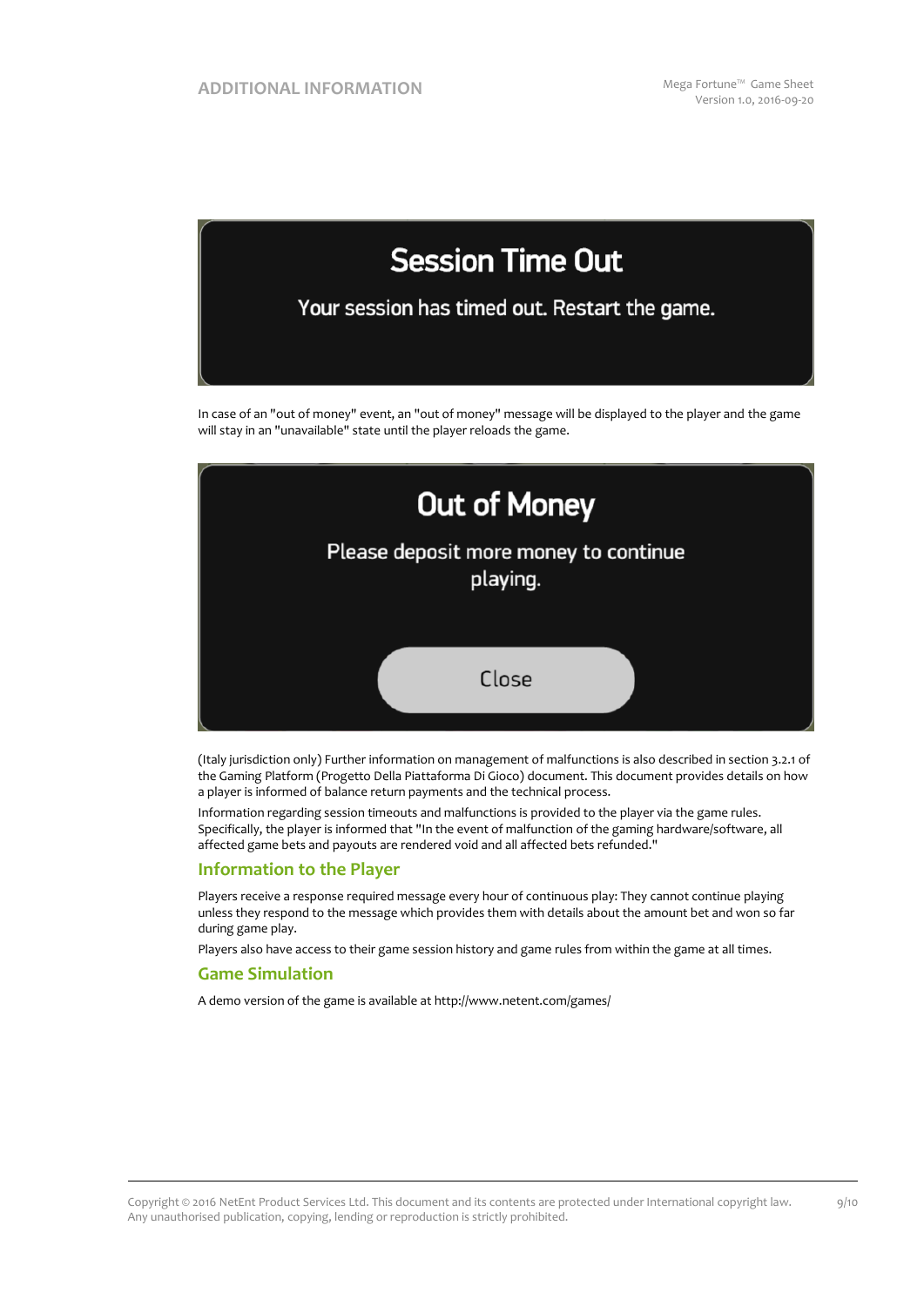Session Time Out

Your session has timed out. Restart the game.

In case of an "out of money" event, an "out of money" message will be displayed to the player and the game will stay in an "unavailable" state until the player reloads the game.

Out of Money

Please deposit more money to continue playing.

Close

(Italy jurisdiction only) Further information on management of malfunctions is also described in section 3.2.1 of the Gaming Platform (Progetto Della Piattaforma Di Gioco) document. This document provides details on how a player is informed of balance return payments and the technical process.

Information regarding session timeouts and malfunctions is provided to the player via the game rules. Specifically, the player is informed that "In the event of malfunction of the gaming hardware/software, all affected game bets and payouts are rendered void and all affected bets refunded."

## Information to the Player

Players receive a response required message every hour of continuous play: They cannot continue playing unless they respond to the message which provides them with details about the amount bet and won so far during game play.

Players also have access to their game session history and game rules from within the game at all times.

## Game Simulation

A demo version of the game is available at http://www.netent.com/games/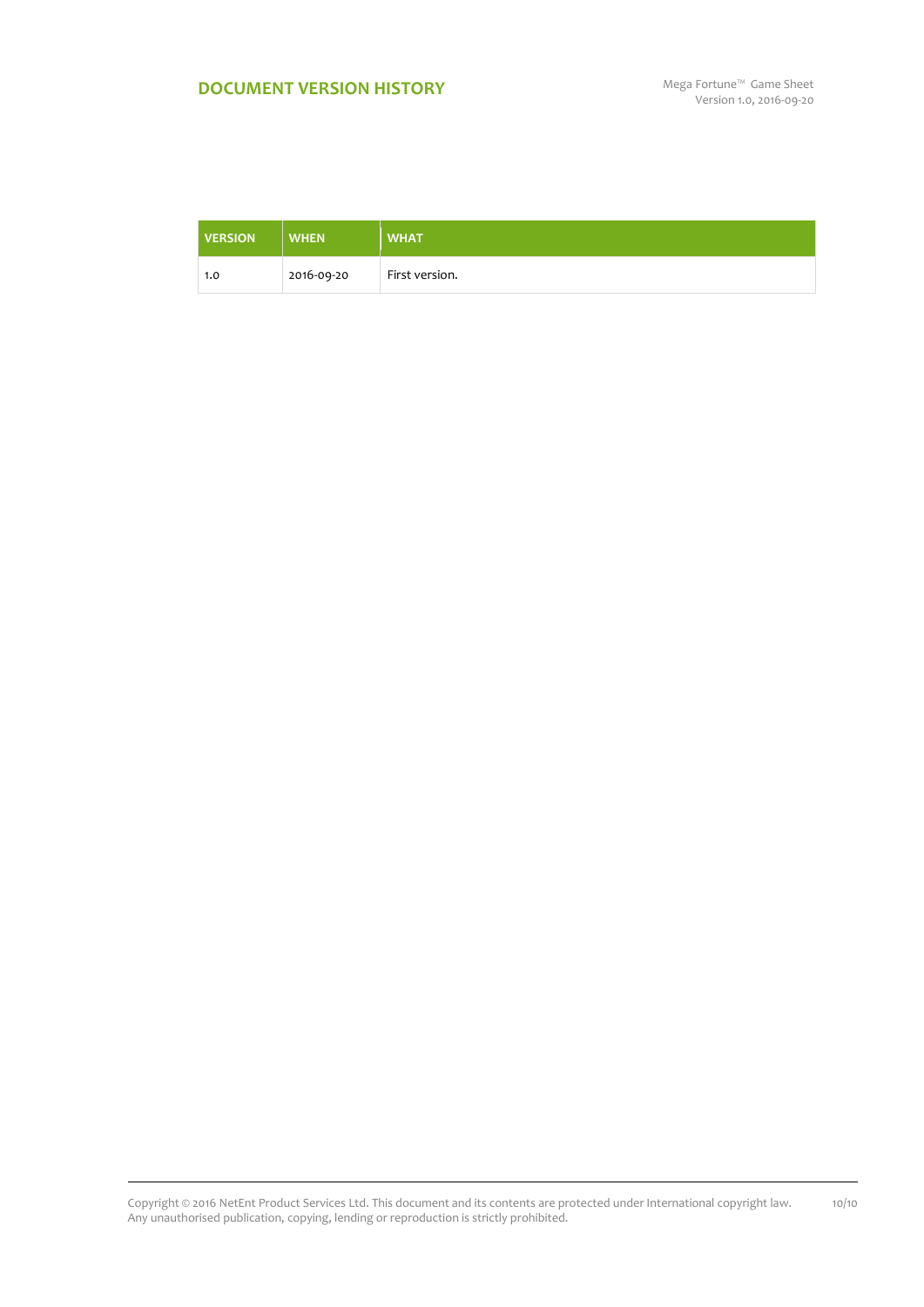# DOCUMENT VERSION HISTORY

| VERSION | WHEN | WHAT |
|---|---|---|
| 1.0 | 2016-09-20 | First version. |